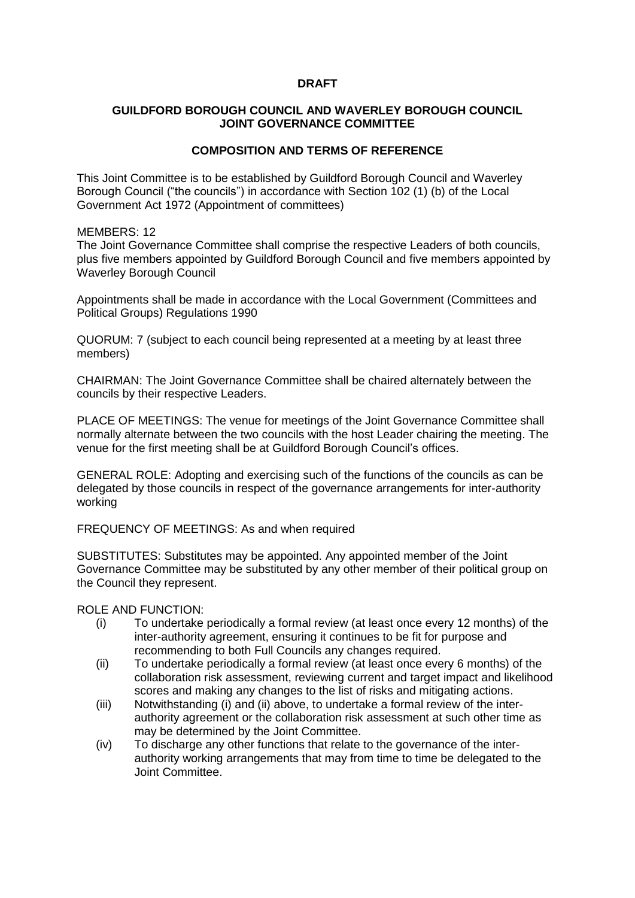**DRAFT**

## GUILDFORD BOROUGH COUNCIL AND WAVERLEY BOROUGH COUNCIL JOINT GOVERNANCE COMMITTEE

### COMPOSITION AND TERMS OF REFERENCE

This Joint Committee is to be established by Guildford Borough Council and Waverley Borough Council ("the councils") in accordance with Section 102 (1) (b) of the Local Government Act 1972 (Appointment of committees)

MEMBERS: 12
The Joint Governance Committee shall comprise the respective Leaders of both councils, plus five members appointed by Guildford Borough Council and five members appointed by Waverley Borough Council

Appointments shall be made in accordance with the Local Government (Committees and Political Groups) Regulations 1990

QUORUM: 7 (subject to each council being represented at a meeting by at least three members)

CHAIRMAN: The Joint Governance Committee shall be chaired alternately between the councils by their respective Leaders.

PLACE OF MEETINGS: The venue for meetings of the Joint Governance Committee shall normally alternate between the two councils with the host Leader chairing the meeting. The venue for the first meeting shall be at Guildford Borough Council's offices.

GENERAL ROLE: Adopting and exercising such of the functions of the councils as can be delegated by those councils in respect of the governance arrangements for inter-authority working

FREQUENCY OF MEETINGS: As and when required

SUBSTITUTES: Substitutes may be appointed. Any appointed member of the Joint Governance Committee may be substituted by any other member of their political group on the Council they represent.

ROLE AND FUNCTION:

- (i) To undertake periodically a formal review (at least once every 12 months) of the inter-authority agreement, ensuring it continues to be fit for purpose and recommending to both Full Councils any changes required.
- (ii) To undertake periodically a formal review (at least once every 6 months) of the collaboration risk assessment, reviewing current and target impact and likelihood scores and making any changes to the list of risks and mitigating actions.
- (iii) Notwithstanding (i) and (ii) above, to undertake a formal review of the inter-authority agreement or the collaboration risk assessment at such other time as may be determined by the Joint Committee.
- (iv) To discharge any other functions that relate to the governance of the inter-authority working arrangements that may from time to time be delegated to the Joint Committee.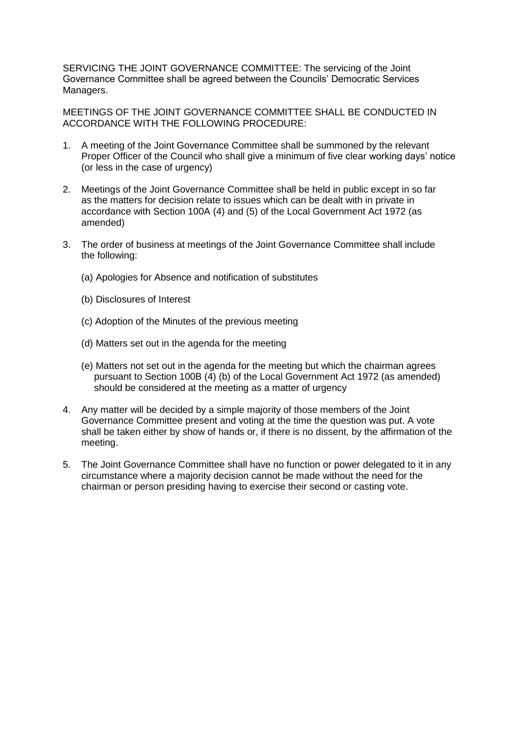SERVICING THE JOINT GOVERNANCE COMMITTEE: The servicing of the Joint Governance Committee shall be agreed between the Councils' Democratic Services Managers.

MEETINGS OF THE JOINT GOVERNANCE COMMITTEE SHALL BE CONDUCTED IN ACCORDANCE WITH THE FOLLOWING PROCEDURE:

1. A meeting of the Joint Governance Committee shall be summoned by the relevant Proper Officer of the Council who shall give a minimum of five clear working days' notice (or less in the case of urgency)

2. Meetings of the Joint Governance Committee shall be held in public except in so far as the matters for decision relate to issues which can be dealt with in private in accordance with Section 100A (4) and (5) of the Local Government Act 1972 (as amended)

3. The order of business at meetings of the Joint Governance Committee shall include the following:

   (a) Apologies for Absence and notification of substitutes

   (b) Disclosures of Interest

   (c) Adoption of the Minutes of the previous meeting

   (d) Matters set out in the agenda for the meeting

   (e) Matters not set out in the agenda for the meeting but which the chairman agrees pursuant to Section 100B (4) (b) of the Local Government Act 1972 (as amended) should be considered at the meeting as a matter of urgency

4. Any matter will be decided by a simple majority of those members of the Joint Governance Committee present and voting at the time the question was put. A vote shall be taken either by show of hands or, if there is no dissent, by the affirmation of the meeting.

5. The Joint Governance Committee shall have no function or power delegated to it in any circumstance where a majority decision cannot be made without the need for the chairman or person presiding having to exercise their second or casting vote.